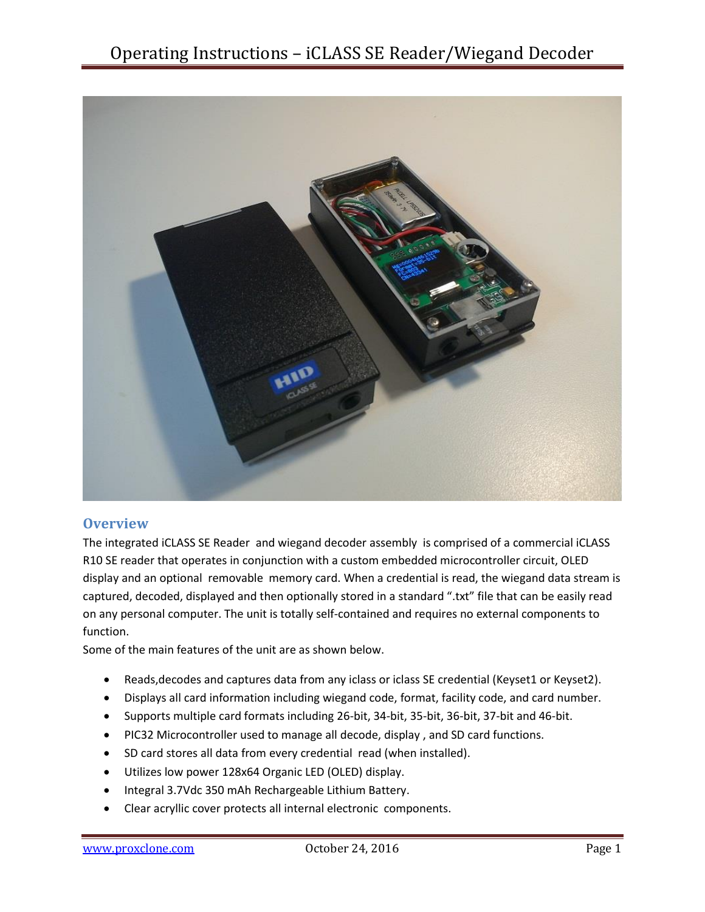# Operating Instructions – iCLASS SE Reader/Wiegand Decoder

## Overview

The integrated iCLASS SE Reader and wiegand decoder assembly is comprised of a commercial iCLASS R10 SE reader that operates in conjunction with a custom embedded microcontroller circuit, OLED display and an optional removable memory card. When a credential is read, the wiegand data stream is captured, decoded, displayed and then optionally stored in a standard ".txt" file that can be easily read on any personal computer. The unit is totally self-contained and requires no external components to function.

Some of the main features of the unit are as shown below.

- Reads,decodes and captures data from any iclass or iclass SE credential (Keyset1 or Keyset2).
- Displays all card information including wiegand code, format, facility code, and card number.
- Supports multiple card formats including 26-bit, 34-bit, 35-bit, 36-bit, 37-bit and 46-bit.
- PIC32 Microcontroller used to manage all decode, display , and SD card functions.
- SD card stores all data from every credential read (when installed).
- Utilizes low power 128x64 Organic LED (OLED) display.
- Integral 3.7Vdc 350 mAh Rechargeable Lithium Battery.
- Clear acryllic cover protects all internal electronic components.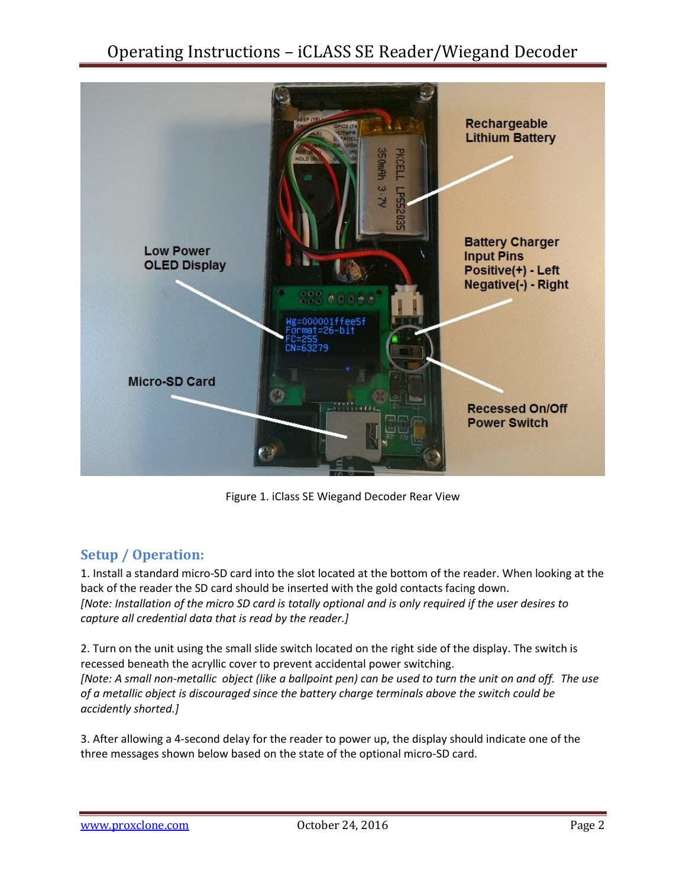Figure 1. iClass SE Wiegand Decoder Rear View

## Setup / Operation:

1. Install a standard micro-SD card into the slot located at the bottom of the reader. When looking at the back of the reader the SD card should be inserted with the gold contacts facing down.
*[Note: Installation of the micro SD card is totally optional and is only required if the user desires to capture all credential data that is read by the reader.]*

2. Turn on the unit using the small slide switch located on the right side of the display. The switch is recessed beneath the acryllic cover to prevent accidental power switching.
*[Note: A small non-metallic object (like a ballpoint pen) can be used to turn the unit on and off. The use of a metallic object is discouraged since the battery charge terminals above the switch could be accidently shorted.]*

3. After allowing a 4-second delay for the reader to power up, the display should indicate one of the three messages shown below based on the state of the optional micro-SD card.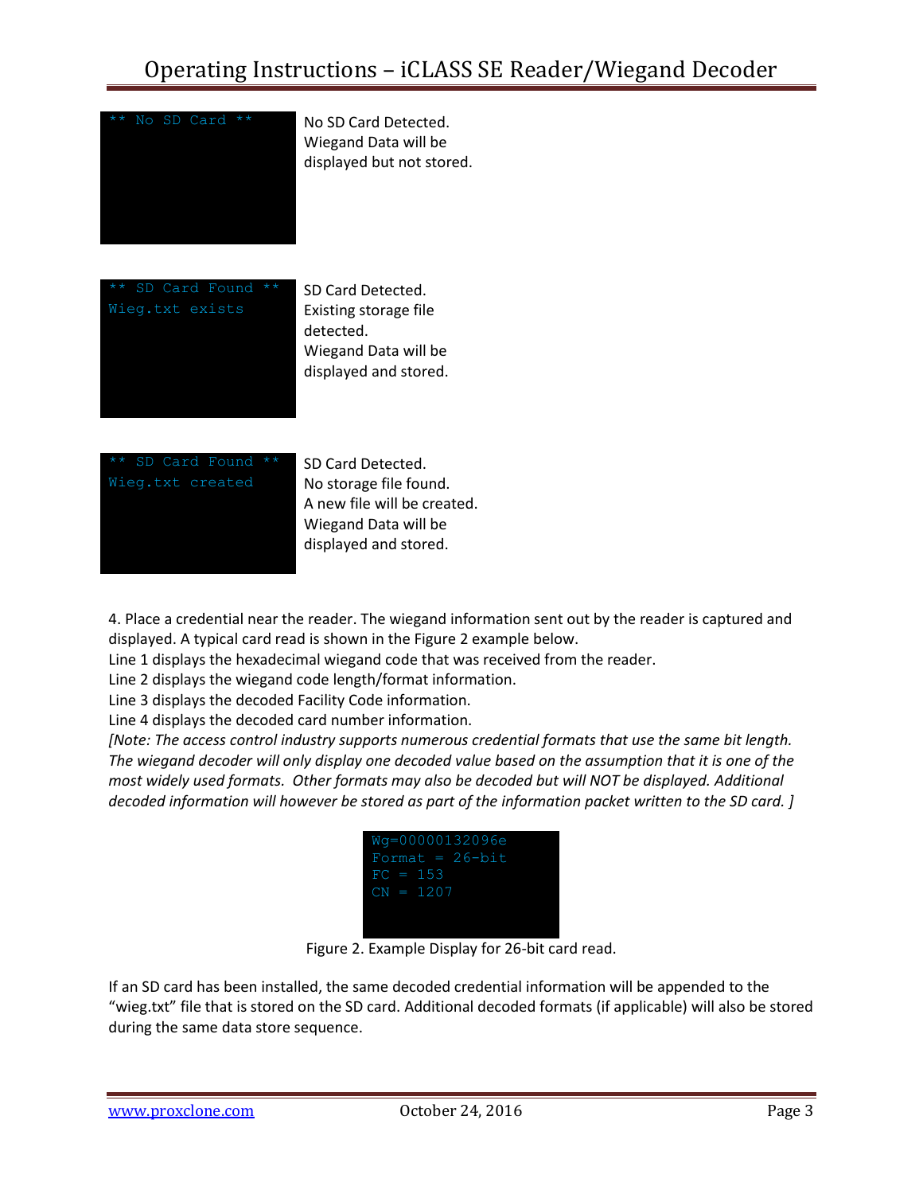```
** No SD Card **
```

No SD Card Detected.
Wiegand Data will be displayed but not stored.

```
** SD Card Found **
Wieg.txt exists
```

SD Card Detected.
Existing storage file detected.
Wiegand Data will be displayed and stored.

```
** SD Card Found **
Wieg.txt created
```

SD Card Detected.
No storage file found.
A new file will be created.
Wiegand Data will be displayed and stored.

4. Place a credential near the reader. The wiegand information sent out by the reader is captured and displayed. A typical card read is shown in the Figure 2 example below.
Line 1 displays the hexadecimal wiegand code that was received from the reader.
Line 2 displays the wiegand code length/format information.
Line 3 displays the decoded Facility Code information.
Line 4 displays the decoded card number information.
*[Note: The access control industry supports numerous credential formats that use the same bit length. The wiegand decoder will only display one decoded value based on the assumption that it is one of the most widely used formats. Other formats may also be decoded but will NOT be displayed. Additional decoded information will however be stored as part of the information packet written to the SD card. ]*

```
Wg=00000132096e
Format = 26-bit
FC = 153
CN = 1207
```

Figure 2. Example Display for 26-bit card read.

If an SD card has been installed, the same decoded credential information will be appended to the "wieg.txt" file that is stored on the SD card. Additional decoded formats (if applicable) will also be stored during the same data store sequence.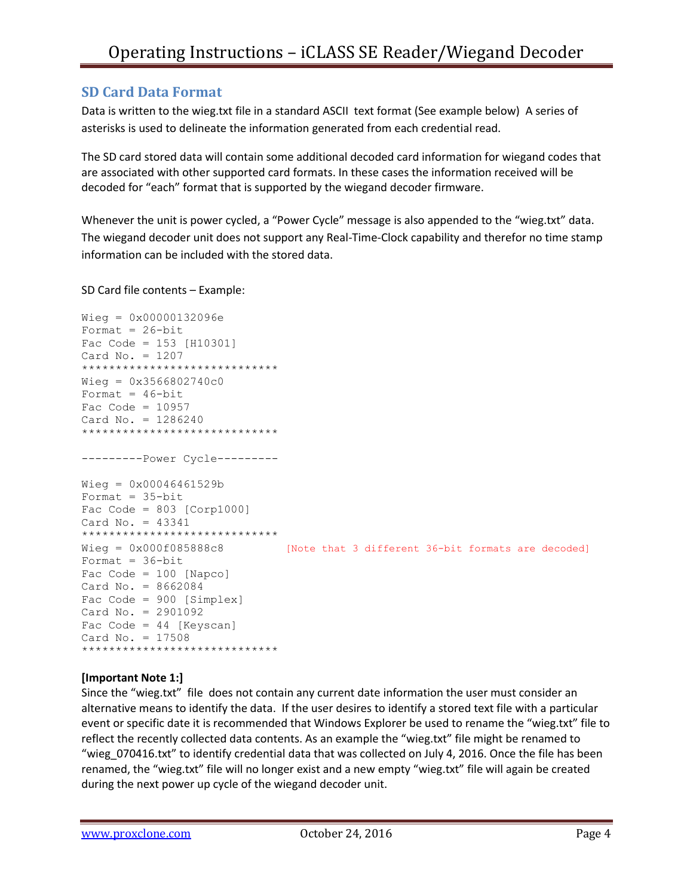## SD Card Data Format

Data is written to the wieg.txt file in a standard ASCII text format (See example below) A series of asterisks is used to delineate the information generated from each credential read.

The SD card stored data will contain some additional decoded card information for wiegand codes that are associated with other supported card formats. In these cases the information received will be decoded for "each" format that is supported by the wiegand decoder firmware.

Whenever the unit is power cycled, a "Power Cycle" message is also appended to the "wieg.txt" data. The wiegand decoder unit does not support any Real-Time-Clock capability and therefor no time stamp information can be included with the stored data.

SD Card file contents – Example:

```
Wieg = 0x00000132096e
Format = 26-bit
Fac Code = 153 [H10301]
Card No. = 1207
*****************************
Wieg = 0x3566802740c0
Format = 46-bit
Fac Code = 10957
Card No. = 1286240
*****************************

---------Power Cycle---------

Wieg = 0x00046461529b
Format = 35-bit
Fac Code = 803 [Corp1000]
Card No. = 43341
*****************************
Wieg = 0x000f085888c8         [Note that 3 different 36-bit formats are decoded]
Format = 36-bit
Fac Code = 100 [Napco]
Card No. = 8662084
Fac Code = 900 [Simplex]
Card No. = 2901092
Fac Code = 44 [Keyscan]
Card No. = 17508
*****************************
```

**[Important Note 1:]**

Since the "wieg.txt" file does not contain any current date information the user must consider an alternative means to identify the data. If the user desires to identify a stored text file with a particular event or specific date it is recommended that Windows Explorer be used to rename the "wieg.txt" file to reflect the recently collected data contents. As an example the "wieg.txt" file might be renamed to "wieg_070416.txt" to identify credential data that was collected on July 4, 2016. Once the file has been renamed, the "wieg.txt" file will no longer exist and a new empty "wieg.txt" file will again be created during the next power up cycle of the wiegand decoder unit.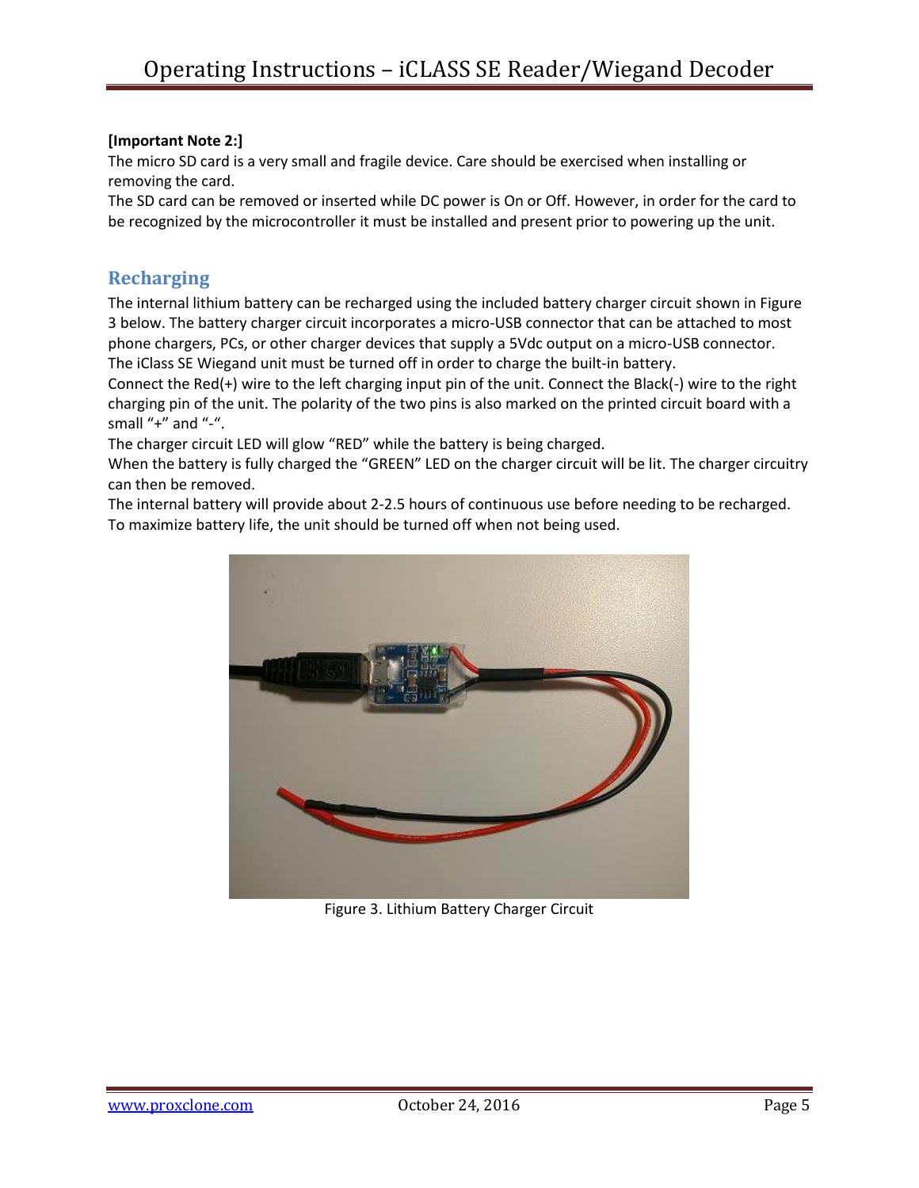**[Important Note 2:]**
The micro SD card is a very small and fragile device. Care should be exercised when installing or removing the card.
The SD card can be removed or inserted while DC power is On or Off. However, in order for the card to be recognized by the microcontroller it must be installed and present prior to powering up the unit.

## Recharging

The internal lithium battery can be recharged using the included battery charger circuit shown in Figure 3 below. The battery charger circuit incorporates a micro-USB connector that can be attached to most phone chargers, PCs, or other charger devices that supply a 5Vdc output on a micro-USB connector.
The iClass SE Wiegand unit must be turned off in order to charge the built-in battery.
Connect the Red(+) wire to the left charging input pin of the unit. Connect the Black(-) wire to the right charging pin of the unit. The polarity of the two pins is also marked on the printed circuit board with a small "+" and "-".
The charger circuit LED will glow "RED" while the battery is being charged.
When the battery is fully charged the "GREEN" LED on the charger circuit will be lit. The charger circuitry can then be removed.
The internal battery will provide about 2-2.5 hours of continuous use before needing to be recharged. To maximize battery life, the unit should be turned off when not being used.

Figure 3. Lithium Battery Charger Circuit